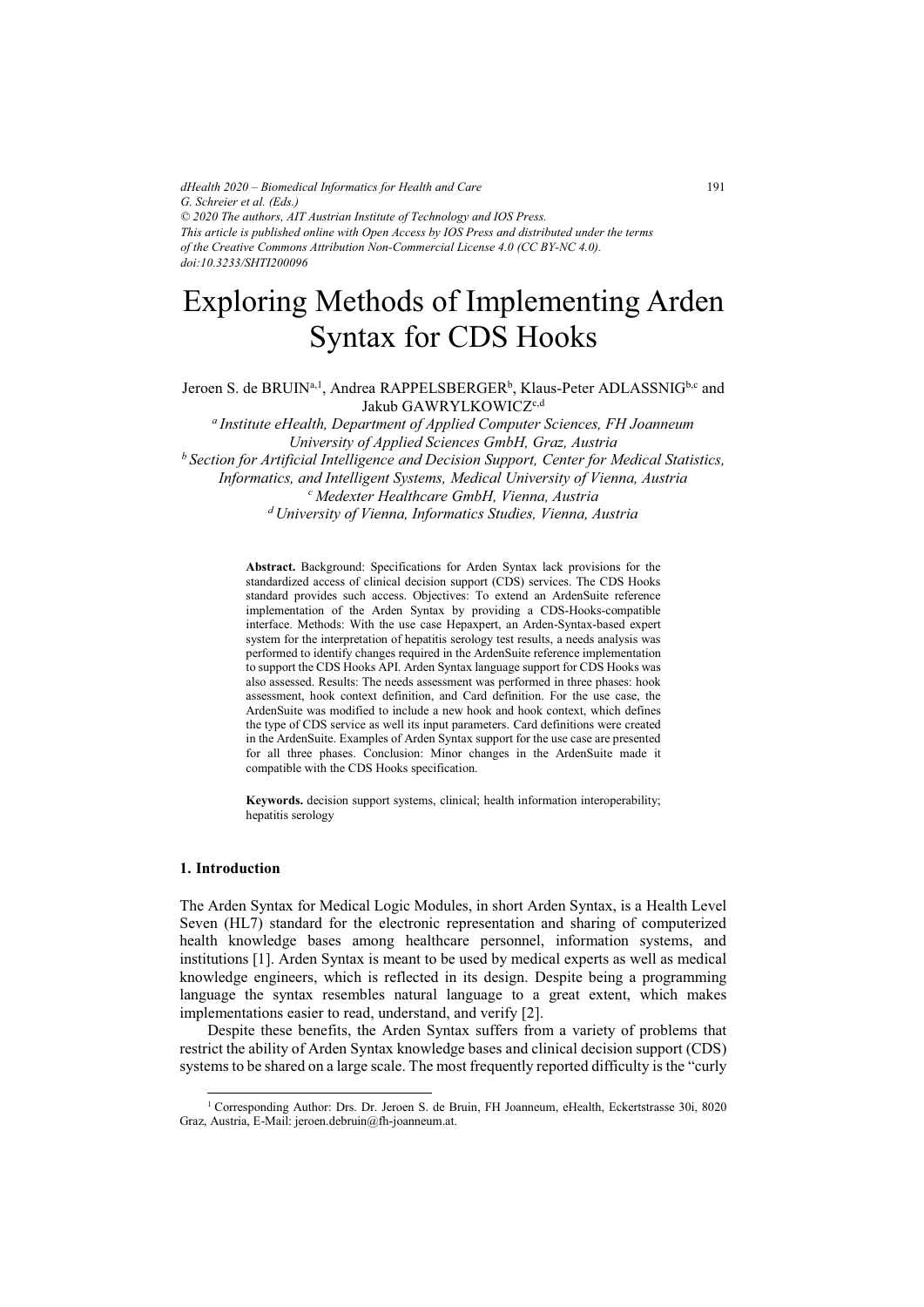dHealth 2020 – Biomedical Informatics for Health and Care
G. Schreier et al. (Eds.)
© 2020 The authors, AIT Austrian Institute of Technology and IOS Press.
This article is published online with Open Access by IOS Press and distributed under the terms of the Creative Commons Attribution Non-Commercial License 4.0 (CC BY-NC 4.0).
doi:10.3233/SHTI200096

# Exploring Methods of Implementing Arden Syntax for CDS Hooks

Jeroen S. de BRUIN[a,1], Andrea RAPPELSBERGER[b], Klaus-Peter ADLASSNIG[b,c] and Jakub GAWRYLKOWICZ[c,d]

[a] *Institute eHealth, Department of Applied Computer Sciences, FH Joanneum University of Applied Sciences GmbH, Graz, Austria*
[b] *Section for Artificial Intelligence and Decision Support, Center for Medical Statistics, Informatics, and Intelligent Systems, Medical University of Vienna, Austria*
[c] *Medexter Healthcare GmbH, Vienna, Austria*
[d] *University of Vienna, Informatics Studies, Vienna, Austria*

**Abstract.** Background: Specifications for Arden Syntax lack provisions for the standardized access of clinical decision support (CDS) services. The CDS Hooks standard provides such access. Objectives: To extend an ArdenSuite reference implementation of the Arden Syntax by providing a CDS-Hooks-compatible interface. Methods: With the use case Hepaxpert, an Arden-Syntax-based expert system for the interpretation of hepatitis serology test results, a needs analysis was performed to identify changes required in the ArdenSuite reference implementation to support the CDS Hooks API. Arden Syntax language support for CDS Hooks was also assessed. Results: The needs assessment was performed in three phases: hook assessment, hook context definition, and Card definition. For the use case, the ArdenSuite was modified to include a new hook and hook context, which defines the type of CDS service as well its input parameters. Card definitions were created in the ArdenSuite. Examples of Arden Syntax support for the use case are presented for all three phases. Conclusion: Minor changes in the ArdenSuite made it compatible with the CDS Hooks specification.

**Keywords.** decision support systems, clinical; health information interoperability; hepatitis serology

## 1. Introduction

The Arden Syntax for Medical Logic Modules, in short Arden Syntax, is a Health Level Seven (HL7) standard for the electronic representation and sharing of computerized health knowledge bases among healthcare personnel, information systems, and institutions [1]. Arden Syntax is meant to be used by medical experts as well as medical knowledge engineers, which is reflected in its design. Despite being a programming language the syntax resembles natural language to a great extent, which makes implementations easier to read, understand, and verify [2].

Despite these benefits, the Arden Syntax suffers from a variety of problems that restrict the ability of Arden Syntax knowledge bases and clinical decision support (CDS) systems to be shared on a large scale. The most frequently reported difficulty is the "curly

[1] Corresponding Author: Drs. Dr. Jeroen S. de Bruin, FH Joanneum, eHealth, Eckertstrasse 30i, 8020 Graz, Austria, E-Mail: jeroen.debruin@fh-joanneum.at.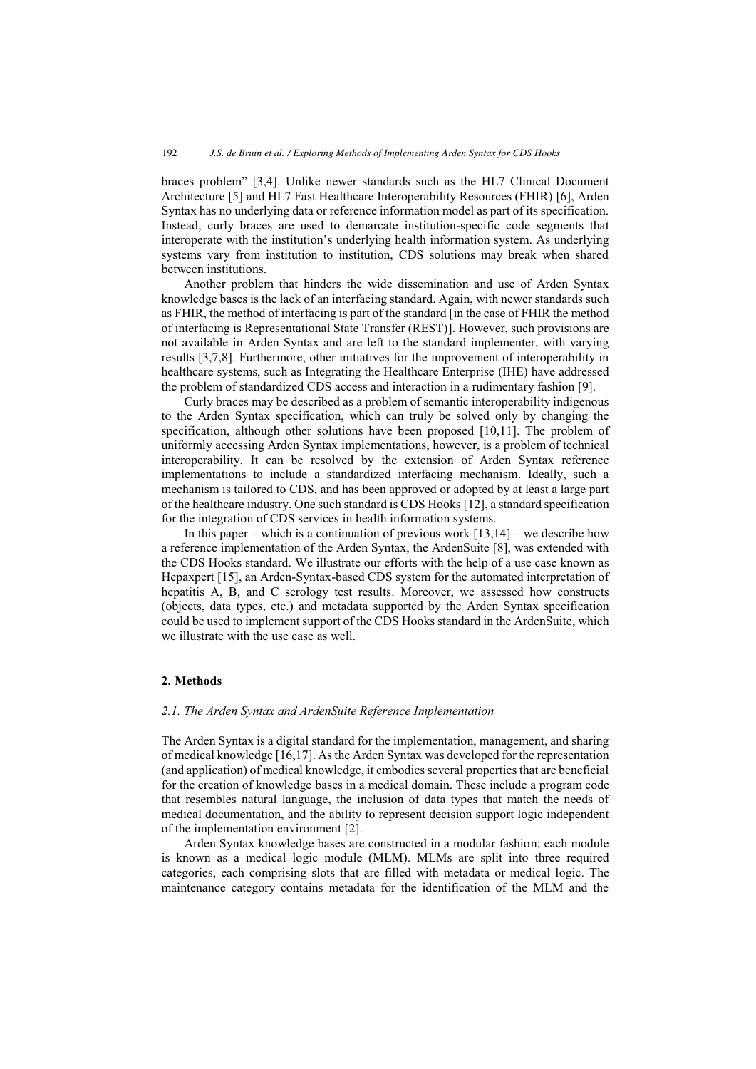braces problem" [3,4]. Unlike newer standards such as the HL7 Clinical Document Architecture [5] and HL7 Fast Healthcare Interoperability Resources (FHIR) [6], Arden Syntax has no underlying data or reference information model as part of its specification. Instead, curly braces are used to demarcate institution-specific code segments that interoperate with the institution's underlying health information system. As underlying systems vary from institution to institution, CDS solutions may break when shared between institutions.

Another problem that hinders the wide dissemination and use of Arden Syntax knowledge bases is the lack of an interfacing standard. Again, with newer standards such as FHIR, the method of interfacing is part of the standard [in the case of FHIR the method of interfacing is Representational State Transfer (REST)]. However, such provisions are not available in Arden Syntax and are left to the standard implementer, with varying results [3,7,8]. Furthermore, other initiatives for the improvement of interoperability in healthcare systems, such as Integrating the Healthcare Enterprise (IHE) have addressed the problem of standardized CDS access and interaction in a rudimentary fashion [9].

Curly braces may be described as a problem of semantic interoperability indigenous to the Arden Syntax specification, which can truly be solved only by changing the specification, although other solutions have been proposed [10,11]. The problem of uniformly accessing Arden Syntax implementations, however, is a problem of technical interoperability. It can be resolved by the extension of Arden Syntax reference implementations to include a standardized interfacing mechanism. Ideally, such a mechanism is tailored to CDS, and has been approved or adopted by at least a large part of the healthcare industry. One such standard is CDS Hooks [12], a standard specification for the integration of CDS services in health information systems.

In this paper – which is a continuation of previous work [13,14] – we describe how a reference implementation of the Arden Syntax, the ArdenSuite [8], was extended with the CDS Hooks standard. We illustrate our efforts with the help of a use case known as Hepaxpert [15], an Arden-Syntax-based CDS system for the automated interpretation of hepatitis A, B, and C serology test results. Moreover, we assessed how constructs (objects, data types, etc.) and metadata supported by the Arden Syntax specification could be used to implement support of the CDS Hooks standard in the ArdenSuite, which we illustrate with the use case as well.

## 2. Methods

### *2.1. The Arden Syntax and ArdenSuite Reference Implementation*

The Arden Syntax is a digital standard for the implementation, management, and sharing of medical knowledge [16,17]. As the Arden Syntax was developed for the representation (and application) of medical knowledge, it embodies several properties that are beneficial for the creation of knowledge bases in a medical domain. These include a program code that resembles natural language, the inclusion of data types that match the needs of medical documentation, and the ability to represent decision support logic independent of the implementation environment [2].

Arden Syntax knowledge bases are constructed in a modular fashion; each module is known as a medical logic module (MLM). MLMs are split into three required categories, each comprising slots that are filled with metadata or medical logic. The maintenance category contains metadata for the identification of the MLM and the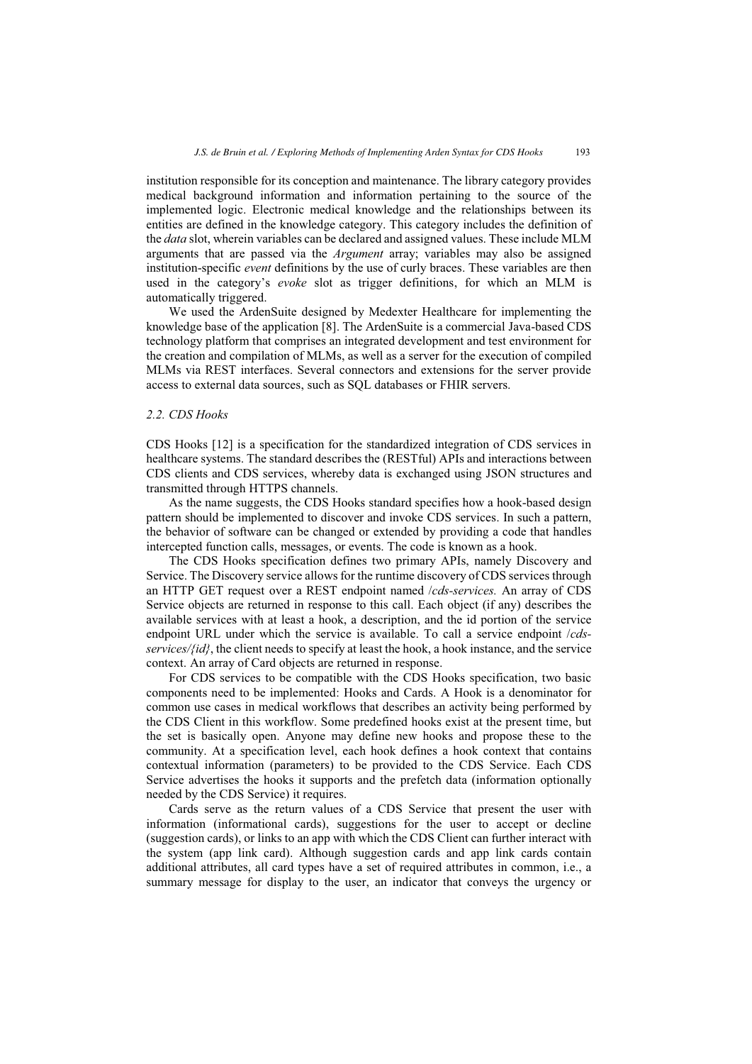institution responsible for its conception and maintenance. The library category provides medical background information and information pertaining to the source of the implemented logic. Electronic medical knowledge and the relationships between its entities are defined in the knowledge category. This category includes the definition of the *data* slot, wherein variables can be declared and assigned values. These include MLM arguments that are passed via the *Argument* array; variables may also be assigned institution-specific *event* definitions by the use of curly braces. These variables are then used in the category's *evoke* slot as trigger definitions, for which an MLM is automatically triggered.

We used the ArdenSuite designed by Medexter Healthcare for implementing the knowledge base of the application [8]. The ArdenSuite is a commercial Java-based CDS technology platform that comprises an integrated development and test environment for the creation and compilation of MLMs, as well as a server for the execution of compiled MLMs via REST interfaces. Several connectors and extensions for the server provide access to external data sources, such as SQL databases or FHIR servers.

### *2.2. CDS Hooks*

CDS Hooks [12] is a specification for the standardized integration of CDS services in healthcare systems. The standard describes the (RESTful) APIs and interactions between CDS clients and CDS services, whereby data is exchanged using JSON structures and transmitted through HTTPS channels.

As the name suggests, the CDS Hooks standard specifies how a hook-based design pattern should be implemented to discover and invoke CDS services. In such a pattern, the behavior of software can be changed or extended by providing a code that handles intercepted function calls, messages, or events. The code is known as a hook.

The CDS Hooks specification defines two primary APIs, namely Discovery and Service. The Discovery service allows for the runtime discovery of CDS services through an HTTP GET request over a REST endpoint named */cds-services.* An array of CDS Service objects are returned in response to this call. Each object (if any) describes the available services with at least a hook, a description, and the id portion of the service endpoint URL under which the service is available. To call a service endpoint */cds-services/{id}*, the client needs to specify at least the hook, a hook instance, and the service context. An array of Card objects are returned in response.

For CDS services to be compatible with the CDS Hooks specification, two basic components need to be implemented: Hooks and Cards. A Hook is a denominator for common use cases in medical workflows that describes an activity being performed by the CDS Client in this workflow. Some predefined hooks exist at the present time, but the set is basically open. Anyone may define new hooks and propose these to the community. At a specification level, each hook defines a hook context that contains contextual information (parameters) to be provided to the CDS Service. Each CDS Service advertises the hooks it supports and the prefetch data (information optionally needed by the CDS Service) it requires.

Cards serve as the return values of a CDS Service that present the user with information (informational cards), suggestions for the user to accept or decline (suggestion cards), or links to an app with which the CDS Client can further interact with the system (app link card). Although suggestion cards and app link cards contain additional attributes, all card types have a set of required attributes in common, i.e., a summary message for display to the user, an indicator that conveys the urgency or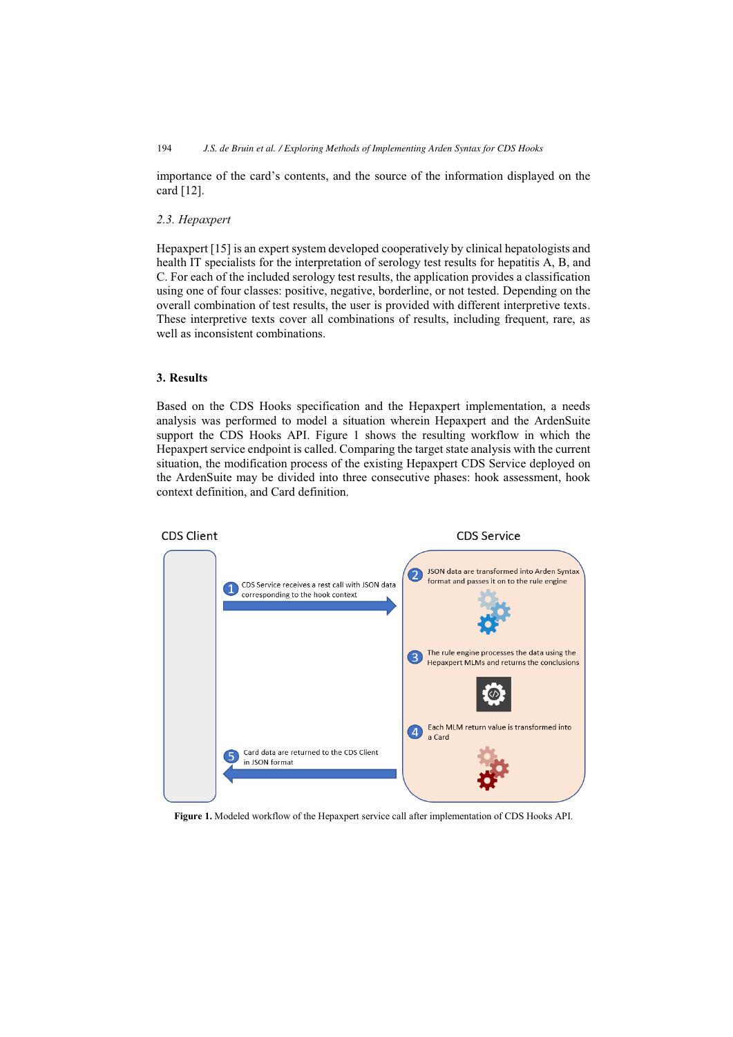importance of the card's contents, and the source of the information displayed on the card [12].

### *2.3. Hepaxpert*

Hepaxpert [15] is an expert system developed cooperatively by clinical hepatologists and health IT specialists for the interpretation of serology test results for hepatitis A, B, and C. For each of the included serology test results, the application provides a classification using one of four classes: positive, negative, borderline, or not tested. Depending on the overall combination of test results, the user is provided with different interpretive texts. These interpretive texts cover all combinations of results, including frequent, rare, as well as inconsistent combinations.

## 3. Results

Based on the CDS Hooks specification and the Hepaxpert implementation, a needs analysis was performed to model a situation wherein Hepaxpert and the ArdenSuite support the CDS Hooks API. Figure 1 shows the resulting workflow in which the Hepaxpert service endpoint is called. Comparing the target state analysis with the current situation, the modification process of the existing Hepaxpert CDS Service deployed on the ArdenSuite may be divided into three consecutive phases: hook assessment, hook context definition, and Card definition.

CDS Client

CDS Service

1. CDS Service receives a rest call with JSON data corresponding to the hook context
2. JSON data are transformed into Arden Syntax format and passes it on to the rule engine
3. The rule engine processes the data using the Hepaxpert MLMs and returns the conclusions
4. Each MLM return value is transformed into a Card
5. Card data are returned to the CDS Client in JSON format

**Figure 1.** Modeled workflow of the Hepaxpert service call after implementation of CDS Hooks API.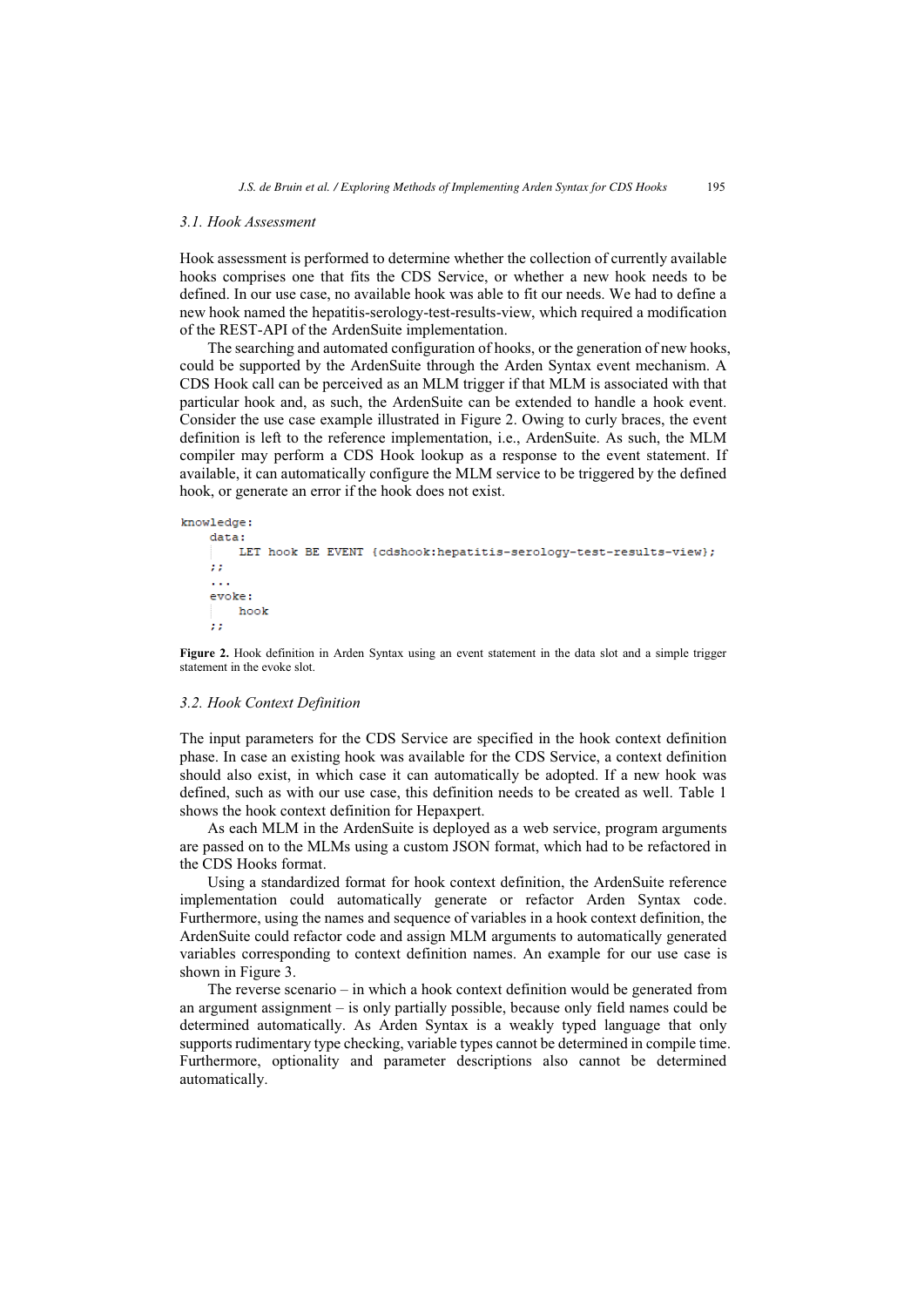### 3.1. Hook Assessment

Hook assessment is performed to determine whether the collection of currently available hooks comprises one that fits the CDS Service, or whether a new hook needs to be defined. In our use case, no available hook was able to fit our needs. We had to define a new hook named the hepatitis-serology-test-results-view, which required a modification of the REST-API of the ArdenSuite implementation.

The searching and automated configuration of hooks, or the generation of new hooks, could be supported by the ArdenSuite through the Arden Syntax event mechanism. A CDS Hook call can be perceived as an MLM trigger if that MLM is associated with that particular hook and, as such, the ArdenSuite can be extended to handle a hook event. Consider the use case example illustrated in Figure 2. Owing to curly braces, the event definition is left to the reference implementation, i.e., ArdenSuite. As such, the MLM compiler may perform a CDS Hook lookup as a response to the event statement. If available, it can automatically configure the MLM service to be triggered by the defined hook, or generate an error if the hook does not exist.

```
knowledge:
    data:
        LET hook BE EVENT {cdshook:hepatitis-serology-test-results-view};
    ;;
    ...
    evoke:
        hook
    ;;
```

**Figure 2.** Hook definition in Arden Syntax using an event statement in the data slot and a simple trigger statement in the evoke slot.

### 3.2. Hook Context Definition

The input parameters for the CDS Service are specified in the hook context definition phase. In case an existing hook was available for the CDS Service, a context definition should also exist, in which case it can automatically be adopted. If a new hook was defined, such as with our use case, this definition needs to be created as well. Table 1 shows the hook context definition for Hepaxpert.

As each MLM in the ArdenSuite is deployed as a web service, program arguments are passed on to the MLMs using a custom JSON format, which had to be refactored in the CDS Hooks format.

Using a standardized format for hook context definition, the ArdenSuite reference implementation could automatically generate or refactor Arden Syntax code. Furthermore, using the names and sequence of variables in a hook context definition, the ArdenSuite could refactor code and assign MLM arguments to automatically generated variables corresponding to context definition names. An example for our use case is shown in Figure 3.

The reverse scenario – in which a hook context definition would be generated from an argument assignment – is only partially possible, because only field names could be determined automatically. As Arden Syntax is a weakly typed language that only supports rudimentary type checking, variable types cannot be determined in compile time. Furthermore, optionality and parameter descriptions also cannot be determined automatically.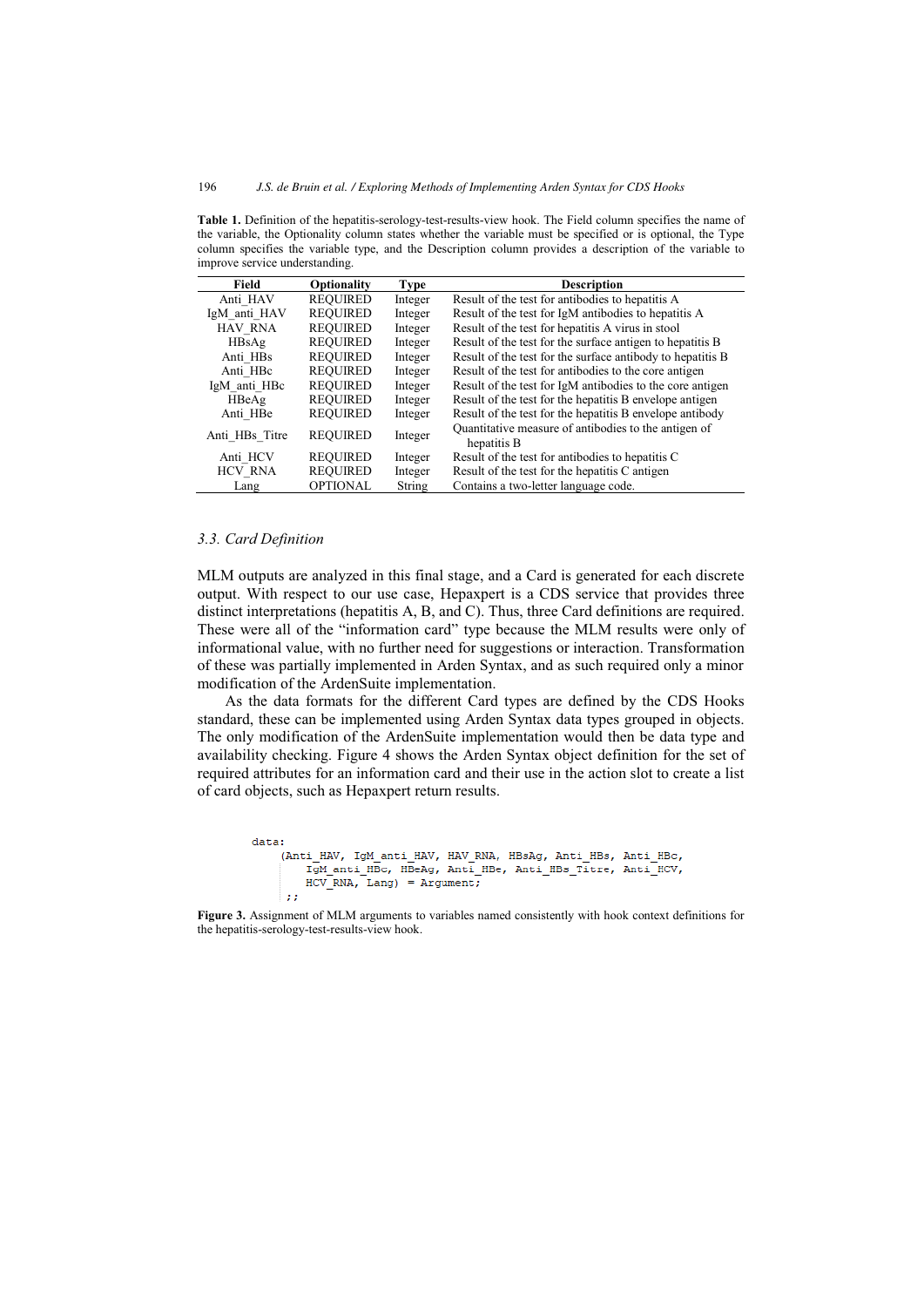**Table 1.** Definition of the hepatitis-serology-test-results-view hook. The Field column specifies the name of the variable, the Optionality column states whether the variable must be specified or is optional, the Type column specifies the variable type, and the Description column provides a description of the variable to improve service understanding.

| Field | Optionality | Type | Description |
|---|---|---|---|
| Anti_HAV | REQUIRED | Integer | Result of the test for antibodies to hepatitis A |
| IgM_anti_HAV | REQUIRED | Integer | Result of the test for IgM antibodies to hepatitis A |
| HAV_RNA | REQUIRED | Integer | Result of the test for hepatitis A virus in stool |
| HBsAg | REQUIRED | Integer | Result of the test for the surface antigen to hepatitis B |
| Anti_HBs | REQUIRED | Integer | Result of the test for the surface antibody to hepatitis B |
| Anti_HBc | REQUIRED | Integer | Result of the test for antibodies to the core antigen |
| IgM_anti_HBc | REQUIRED | Integer | Result of the test for IgM antibodies to the core antigen |
| HBeAg | REQUIRED | Integer | Result of the test for the hepatitis B envelope antigen |
| Anti_HBe | REQUIRED | Integer | Result of the test for the hepatitis B envelope antibody |
| Anti_HBs_Titre | REQUIRED | Integer | Quantitative measure of antibodies to the antigen of hepatitis B |
| Anti_HCV | REQUIRED | Integer | Result of the test for antibodies to hepatitis C |
| HCV_RNA | REQUIRED | Integer | Result of the test for the hepatitis C antigen |
| Lang | OPTIONAL | String | Contains a two-letter language code. |

### 3.3. Card Definition

MLM outputs are analyzed in this final stage, and a Card is generated for each discrete output. With respect to our use case, Hepaxpert is a CDS service that provides three distinct interpretations (hepatitis A, B, and C). Thus, three Card definitions are required. These were all of the "information card" type because the MLM results were only of informational value, with no further need for suggestions or interaction. Transformation of these was partially implemented in Arden Syntax, and as such required only a minor modification of the ArdenSuite implementation.

As the data formats for the different Card types are defined by the CDS Hooks standard, these can be implemented using Arden Syntax data types grouped in objects. The only modification of the ArdenSuite implementation would then be data type and availability checking. Figure 4 shows the Arden Syntax object definition for the set of required attributes for an information card and their use in the action slot to create a list of card objects, such as Hepaxpert return results.

```
data:
    (Anti_HAV, IgM_anti_HAV, HAV_RNA, HBsAg, Anti_HBs, Anti_HBc,
       IgM_anti_HBc, HBeAg, Anti_HBe, Anti_HBs_Titre, Anti_HCV,
       HCV_RNA, Lang) = Argument;
    ;;
```

**Figure 3.** Assignment of MLM arguments to variables named consistently with hook context definitions for the hepatitis-serology-test-results-view hook.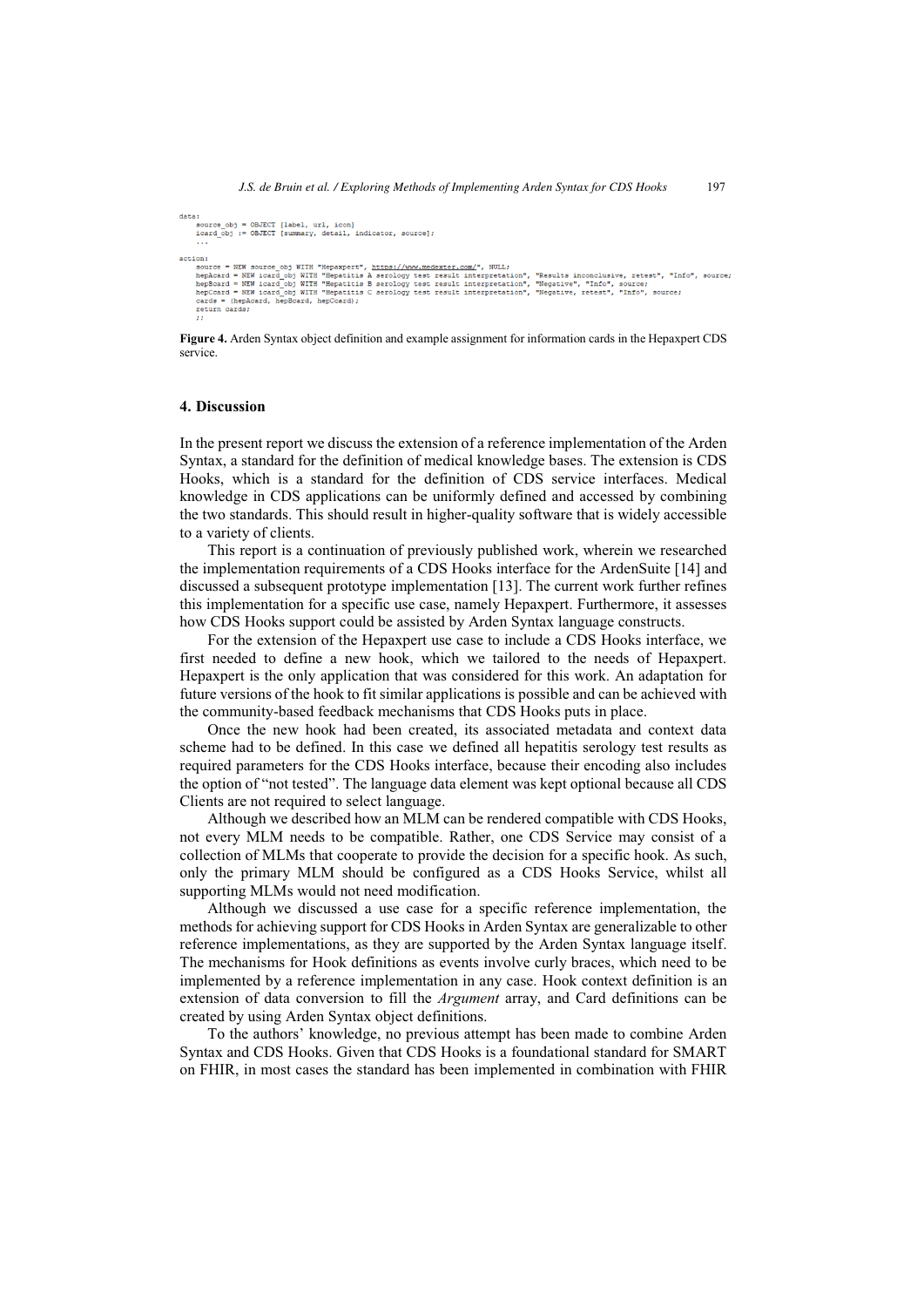```
data:
    source_obj = OBJECT [label, url, icon]
    icard_obj := OBJECT [summary, detail, indicator, source];
    ...

action:
    source = NEW source_obj WITH "Hepaxpert", https://www.medexter.com/", NULL;
    hepAcard = NEW icard_obj WITH "Hepatitis A serology test result interpretation", "Results inconclusive, retest", "Info", source;
    hepBcard = NEW icard_obj WITH "Hepatitis B serology test result interpretation", "Negative", "Info", source;
    hepCcard = NEW icard_obj WITH "Hepatitis C serology test result interpretation", "Negative, retest", "Info", source;
    cards = (hepAcard, hepBcard, hepCcard);
    return cards;
    ;;
```

**Figure 4.** Arden Syntax object definition and example assignment for information cards in the Hepaxpert CDS service.

## 4. Discussion

In the present report we discuss the extension of a reference implementation of the Arden Syntax, a standard for the definition of medical knowledge bases. The extension is CDS Hooks, which is a standard for the definition of CDS service interfaces. Medical knowledge in CDS applications can be uniformly defined and accessed by combining the two standards. This should result in higher-quality software that is widely accessible to a variety of clients.

This report is a continuation of previously published work, wherein we researched the implementation requirements of a CDS Hooks interface for the ArdenSuite [14] and discussed a subsequent prototype implementation [13]. The current work further refines this implementation for a specific use case, namely Hepaxpert. Furthermore, it assesses how CDS Hooks support could be assisted by Arden Syntax language constructs.

For the extension of the Hepaxpert use case to include a CDS Hooks interface, we first needed to define a new hook, which we tailored to the needs of Hepaxpert. Hepaxpert is the only application that was considered for this work. An adaptation for future versions of the hook to fit similar applications is possible and can be achieved with the community-based feedback mechanisms that CDS Hooks puts in place.

Once the new hook had been created, its associated metadata and context data scheme had to be defined. In this case we defined all hepatitis serology test results as required parameters for the CDS Hooks interface, because their encoding also includes the option of "not tested". The language data element was kept optional because all CDS Clients are not required to select language.

Although we described how an MLM can be rendered compatible with CDS Hooks, not every MLM needs to be compatible. Rather, one CDS Service may consist of a collection of MLMs that cooperate to provide the decision for a specific hook. As such, only the primary MLM should be configured as a CDS Hooks Service, whilst all supporting MLMs would not need modification.

Although we discussed a use case for a specific reference implementation, the methods for achieving support for CDS Hooks in Arden Syntax are generalizable to other reference implementations, as they are supported by the Arden Syntax language itself. The mechanisms for Hook definitions as events involve curly braces, which need to be implemented by a reference implementation in any case. Hook context definition is an extension of data conversion to fill the *Argument* array, and Card definitions can be created by using Arden Syntax object definitions.

To the authors' knowledge, no previous attempt has been made to combine Arden Syntax and CDS Hooks. Given that CDS Hooks is a foundational standard for SMART on FHIR, in most cases the standard has been implemented in combination with FHIR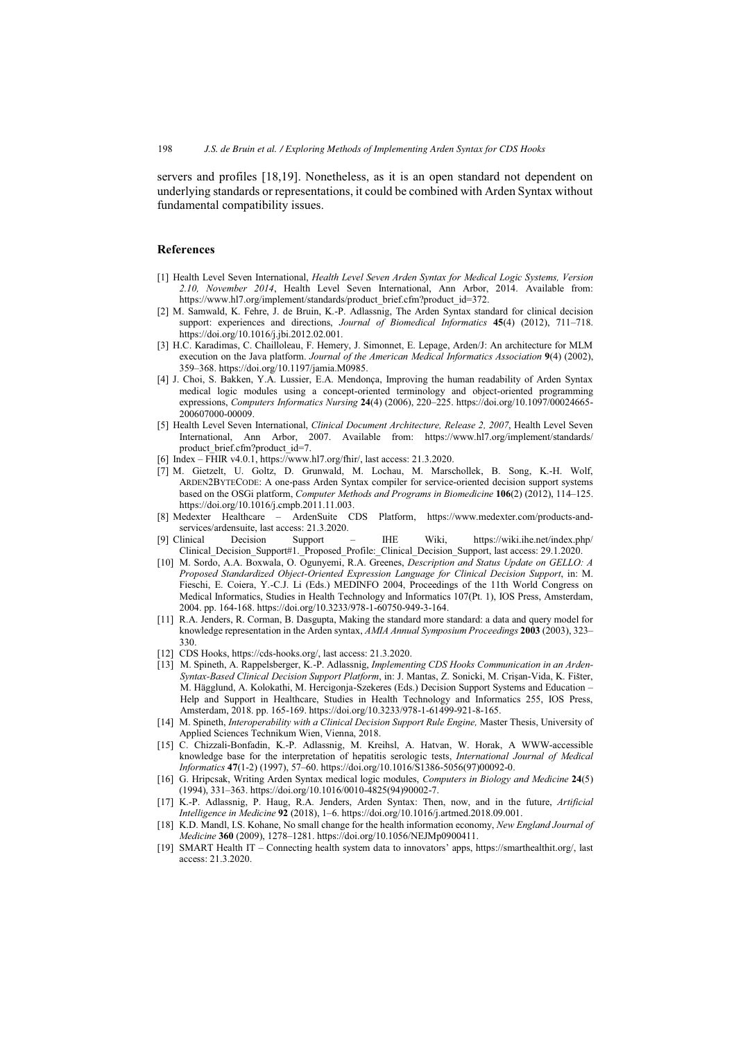servers and profiles [18,19]. Nonetheless, as it is an open standard not dependent on underlying standards or representations, it could be combined with Arden Syntax without fundamental compatibility issues.

## References

[1] Health Level Seven International, *Health Level Seven Arden Syntax for Medical Logic Systems, Version 2.10, November 2014*, Health Level Seven International, Ann Arbor, 2014. Available from: https://www.hl7.org/implement/standards/product_brief.cfm?product_id=372.

[2] M. Samwald, K. Fehre, J. de Bruin, K.-P. Adlassnig, The Arden Syntax standard for clinical decision support: experiences and directions, *Journal of Biomedical Informatics* **45**(4) (2012), 711–718. https://doi.org/10.1016/j.jbi.2012.02.001.

[3] H.C. Karadimas, C. Chailloleau, F. Hemery, J. Simonnet, E. Lepage, Arden/J: An architecture for MLM execution on the Java platform. *Journal of the American Medical Informatics Association* **9**(4) (2002), 359–368. https://doi.org/10.1197/jamia.M0985.

[4] J. Choi, S. Bakken, Y.A. Lussier, E.A. Mendonça, Improving the human readability of Arden Syntax medical logic modules using a concept-oriented terminology and object-oriented programming expressions, *Computers Informatics Nursing* **24**(4) (2006), 220–225. https://doi.org/10.1097/00024665-200607000-00009.

[5] Health Level Seven International, *Clinical Document Architecture, Release 2, 2007*, Health Level Seven International, Ann Arbor, 2007. Available from: https://www.hl7.org/implement/standards/product_brief.cfm?product_id=7.

[6] Index – FHIR v4.0.1, https://www.hl7.org/fhir/, last access: 21.3.2020.

[7] M. Gietzelt, U. Goltz, D. Grunwald, M. Lochau, M. Marschollek, B. Song, K.-H. Wolf, ARDEN2BYTECODE: A one-pass Arden Syntax compiler for service-oriented decision support systems based on the OSGi platform, *Computer Methods and Programs in Biomedicine* **106**(2) (2012), 114–125. https://doi.org/10.1016/j.cmpb.2011.11.003.

[8] Medexter Healthcare – ArdenSuite CDS Platform, https://www.medexter.com/products-and-services/ardensuite, last access: 21.3.2020.

[9] Clinical Decision Support – IHE Wiki, https://wiki.ihe.net/index.php/Clinical_Decision_Support#1._Proposed_Profile:_Clinical_Decision_Support, last access: 29.1.2020.

[10] M. Sordo, A.A. Boxwala, O. Ogunyemi, R.A. Greenes, *Description and Status Update on GELLO: A Proposed Standardized Object-Oriented Expression Language for Clinical Decision Support*, in: M. Fieschi, E. Coiera, Y.-C.J. Li (Eds.) MEDINFO 2004, Proceedings of the 11th World Congress on Medical Informatics, Studies in Health Technology and Informatics 107(Pt. 1), IOS Press, Amsterdam, 2004. pp. 164-168. https://doi.org/10.3233/978-1-60750-949-3-164.

[11] R.A. Jenders, R. Corman, B. Dasgupta, Making the standard more standard: a data and query model for knowledge representation in the Arden syntax, *AMIA Annual Symposium Proceedings* **2003** (2003), 323–330.

[12] CDS Hooks, https://cds-hooks.org/, last access: 21.3.2020.

[13] M. Spineth, A. Rappelsberger, K.-P. Adlassnig, *Implementing CDS Hooks Communication in an Arden-Syntax-Based Clinical Decision Support Platform*, in: J. Mantas, Z. Sonicki, M. Crişan-Vida, K. Fišter, M. Hägglund, A. Kolokathi, M. Hercigonja-Szekeres (Eds.) Decision Support Systems and Education – Help and Support in Healthcare, Studies in Health Technology and Informatics 255, IOS Press, Amsterdam, 2018. pp. 165-169. https://doi.org/10.3233/978-1-61499-921-8-165.

[14] M. Spineth, *Interoperability with a Clinical Decision Support Rule Engine,* Master Thesis, University of Applied Sciences Technikum Wien, Vienna, 2018.

[15] C. Chizzali-Bonfadin, K.-P. Adlassnig, M. Kreihsl, A. Hatvan, W. Horak, A WWW-accessible knowledge base for the interpretation of hepatitis serologic tests, *International Journal of Medical Informatics* **47**(1-2) (1997), 57–60. https://doi.org/10.1016/S1386-5056(97)00092-0.

[16] G. Hripcsak, Writing Arden Syntax medical logic modules, *Computers in Biology and Medicine* **24**(5) (1994), 331–363. https://doi.org/10.1016/0010-4825(94)90002-7.

[17] K.-P. Adlassnig, P. Haug, R.A. Jenders, Arden Syntax: Then, now, and in the future, *Artificial Intelligence in Medicine* **92** (2018), 1–6. https://doi.org/10.1016/j.artmed.2018.09.001.

[18] K.D. Mandl, I.S. Kohane, No small change for the health information economy, *New England Journal of Medicine* **360** (2009), 1278–1281. https://doi.org/10.1056/NEJMp0900411.

[19] SMART Health IT – Connecting health system data to innovators' apps, https://smarthealthit.org/, last access: 21.3.2020.